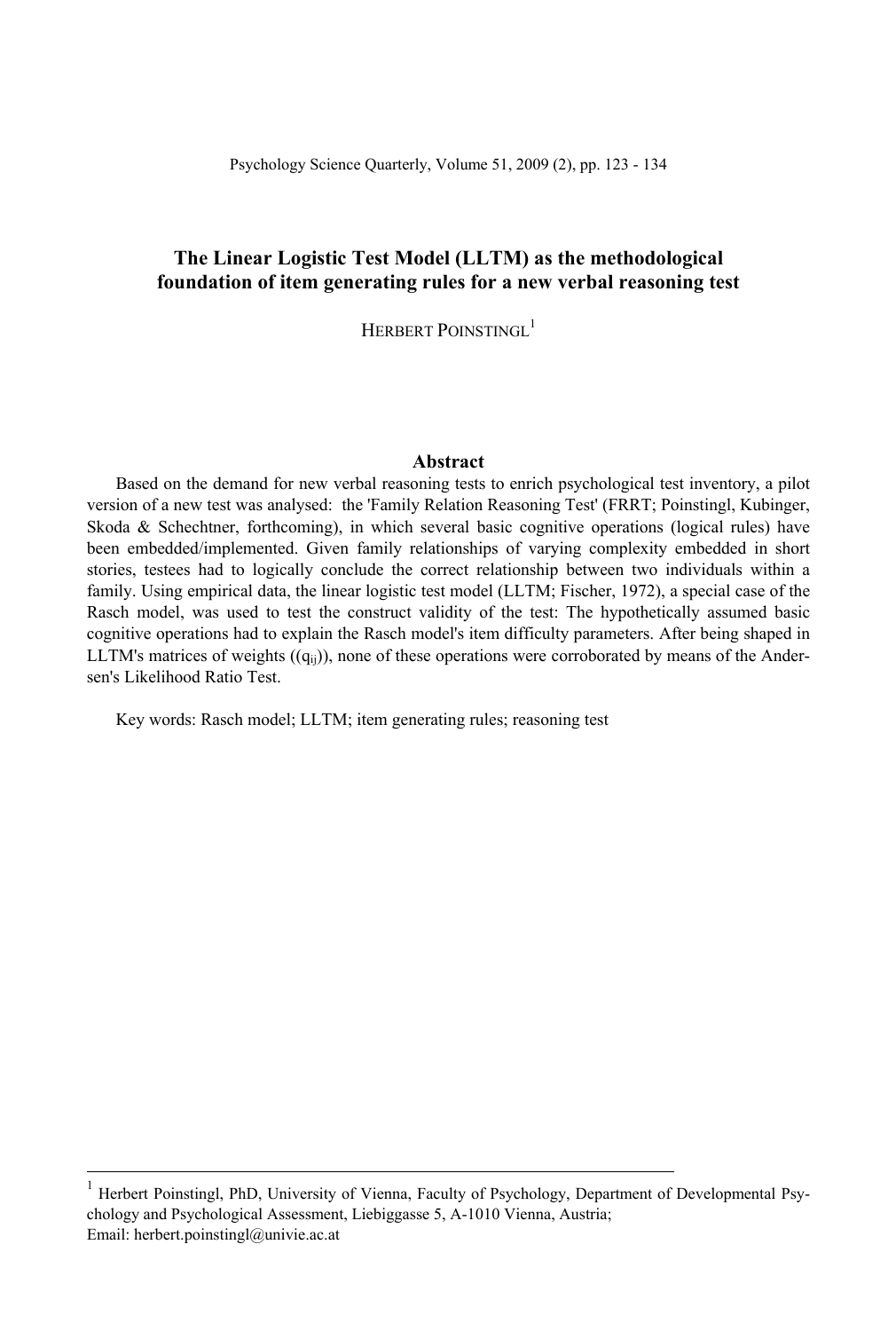# The Linear Logistic Test Model (LLTM) as the methodological foundation of item generating rules for a new verbal reasoning test

HERBERT POINSTINGL[1]

## Abstract

Based on the demand for new verbal reasoning tests to enrich psychological test inventory, a pilot version of a new test was analysed: the 'Family Relation Reasoning Test' (FRRT; Poinstingl, Kubinger, Skoda & Schechtner, forthcoming), in which several basic cognitive operations (logical rules) have been embedded/implemented. Given family relationships of varying complexity embedded in short stories, testees had to logically conclude the correct relationship between two individuals within a family. Using empirical data, the linear logistic test model (LLTM; Fischer, 1972), a special case of the Rasch model, was used to test the construct validity of the test: The hypothetically assumed basic cognitive operations had to explain the Rasch model's item difficulty parameters. After being shaped in LLTM's matrices of weights ($(q_{ij})$), none of these operations were corroborated by means of the Andersen's Likelihood Ratio Test.

Key words: Rasch model; LLTM; item generating rules; reasoning test

---

[1] Herbert Poinstingl, PhD, University of Vienna, Faculty of Psychology, Department of Developmental Psychology and Psychological Assessment, Liebiggasse 5, A-1010 Vienna, Austria; Email: herbert.poinstingl@univie.ac.at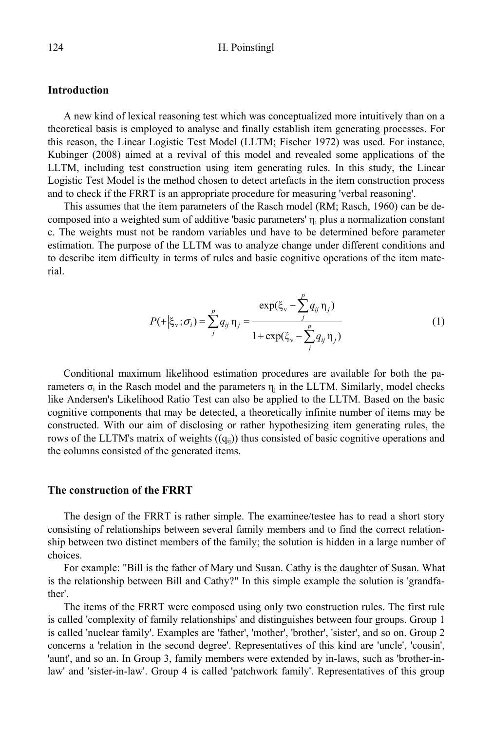## Introduction

A new kind of lexical reasoning test which was conceptualized more intuitively than on a theoretical basis is employed to analyse and finally establish item generating processes. For this reason, the Linear Logistic Test Model (LLTM; Fischer 1972) was used. For instance, Kubinger (2008) aimed at a revival of this model and revealed some applications of the LLTM, including test construction using item generating rules. In this study, the Linear Logistic Test Model is the method chosen to detect artefacts in the item construction process and to check if the FRRT is an appropriate procedure for measuring 'verbal reasoning'.

This assumes that the item parameters of the Rasch model (RM; Rasch, 1960) can be decomposed into a weighted sum of additive 'basic parameters' $\eta_i$ plus a normalization constant c. The weights must not be random variables und have to be determined before parameter estimation. The purpose of the LLTM was to analyze change under different conditions and to describe item difficulty in terms of rules and basic cognitive operations of the item material.

$$P(+|\xi_v;\sigma_i) = \sum_j^p q_{ij}\,\eta_j = \frac{\exp(\xi_v - \sum_j^p q_{ij}\,\eta_j)}{1+\exp(\xi_v - \sum_j^p q_{ij}\,\eta_j)} \tag{1}$$

Conditional maximum likelihood estimation procedures are available for both the parameters $\sigma_i$ in the Rasch model and the parameters $\eta_j$ in the LLTM. Similarly, model checks like Andersen's Likelihood Ratio Test can also be applied to the LLTM. Based on the basic cognitive components that may be detected, a theoretically infinite number of items may be constructed. With our aim of disclosing or rather hypothesizing item generating rules, the rows of the LLTM's matrix of weights (($q_{ij}$)) thus consisted of basic cognitive operations and the columns consisted of the generated items.

## The construction of the FRRT

The design of the FRRT is rather simple. The examinee/testee has to read a short story consisting of relationships between several family members and to find the correct relationship between two distinct members of the family; the solution is hidden in a large number of choices.

For example: "Bill is the father of Mary und Susan. Cathy is the daughter of Susan. What is the relationship between Bill and Cathy?" In this simple example the solution is 'grandfather'.

The items of the FRRT were composed using only two construction rules. The first rule is called 'complexity of family relationships' and distinguishes between four groups. Group 1 is called 'nuclear family'. Examples are 'father', 'mother', 'brother', 'sister', and so on. Group 2 concerns a 'relation in the second degree'. Representatives of this kind are 'uncle', 'cousin', 'aunt', and so an. In Group 3, family members were extended by in-laws, such as 'brother-in-law' and 'sister-in-law'. Group 4 is called 'patchwork family'. Representatives of this group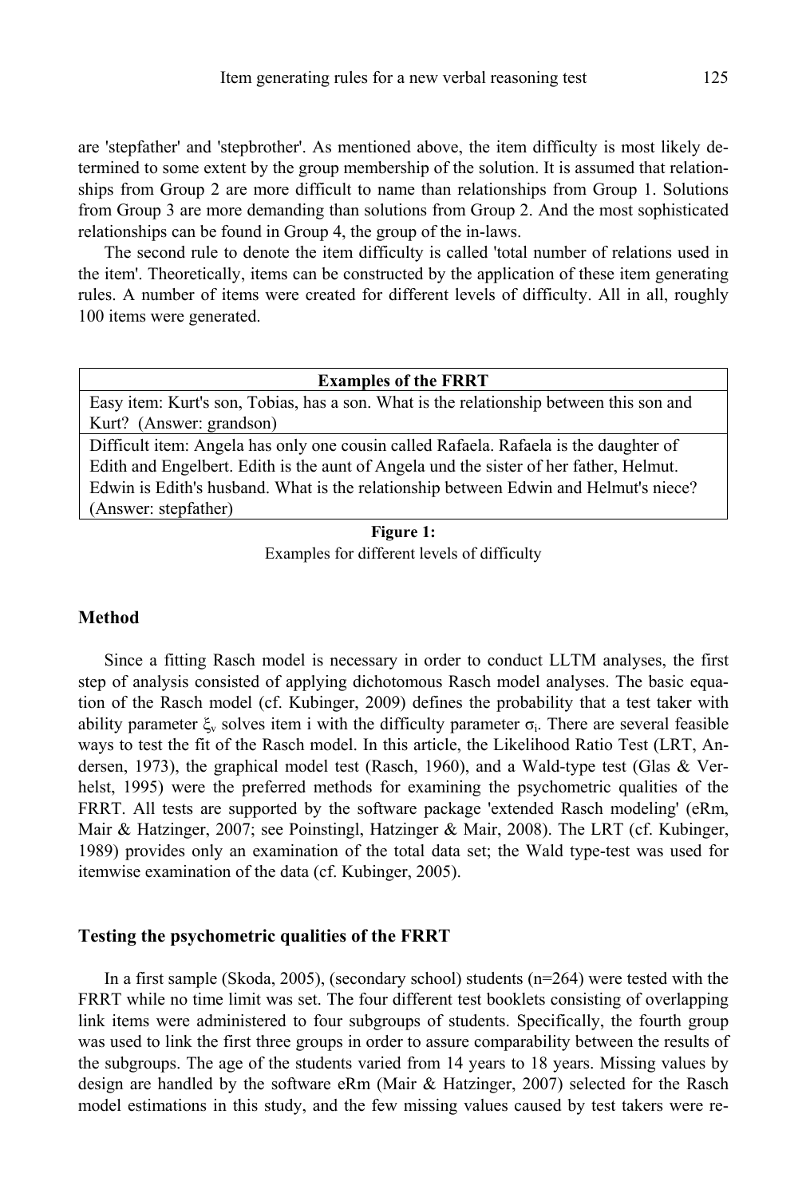are 'stepfather' and 'stepbrother'. As mentioned above, the item difficulty is most likely determined to some extent by the group membership of the solution. It is assumed that relationships from Group 2 are more difficult to name than relationships from Group 1. Solutions from Group 3 are more demanding than solutions from Group 2. And the most sophisticated relationships can be found in Group 4, the group of the in-laws.

The second rule to denote the item difficulty is called 'total number of relations used in the item'. Theoretically, items can be constructed by the application of these item generating rules. A number of items were created for different levels of difficulty. All in all, roughly 100 items were generated.

| Examples of the FRRT |
|---|
| Easy item: Kurt's son, Tobias, has a son. What is the relationship between this son and Kurt? (Answer: grandson) |
| Difficult item: Angela has only one cousin called Rafaela. Rafaela is the daughter of Edith and Engelbert. Edith is the aunt of Angela und the sister of her father, Helmut. Edwin is Edith's husband. What is the relationship between Edwin and Helmut's niece? (Answer: stepfather) |

**Figure 1:**
Examples for different levels of difficulty

## Method

Since a fitting Rasch model is necessary in order to conduct LLTM analyses, the first step of analysis consisted of applying dichotomous Rasch model analyses. The basic equation of the Rasch model (cf. Kubinger, 2009) defines the probability that a test taker with ability parameter $\xi_v$ solves item i with the difficulty parameter $\sigma_i$. There are several feasible ways to test the fit of the Rasch model. In this article, the Likelihood Ratio Test (LRT, Andersen, 1973), the graphical model test (Rasch, 1960), and a Wald-type test (Glas & Verhelst, 1995) were the preferred methods for examining the psychometric qualities of the FRRT. All tests are supported by the software package 'extended Rasch modeling' (eRm, Mair & Hatzinger, 2007; see Poinstingl, Hatzinger & Mair, 2008). The LRT (cf. Kubinger, 1989) provides only an examination of the total data set; the Wald type-test was used for itemwise examination of the data (cf. Kubinger, 2005).

## Testing the psychometric qualities of the FRRT

In a first sample (Skoda, 2005), (secondary school) students (n=264) were tested with the FRRT while no time limit was set. The four different test booklets consisting of overlapping link items were administered to four subgroups of students. Specifically, the fourth group was used to link the first three groups in order to assure comparability between the results of the subgroups. The age of the students varied from 14 years to 18 years. Missing values by design are handled by the software eRm (Mair & Hatzinger, 2007) selected for the Rasch model estimations in this study, and the few missing values caused by test takers were re-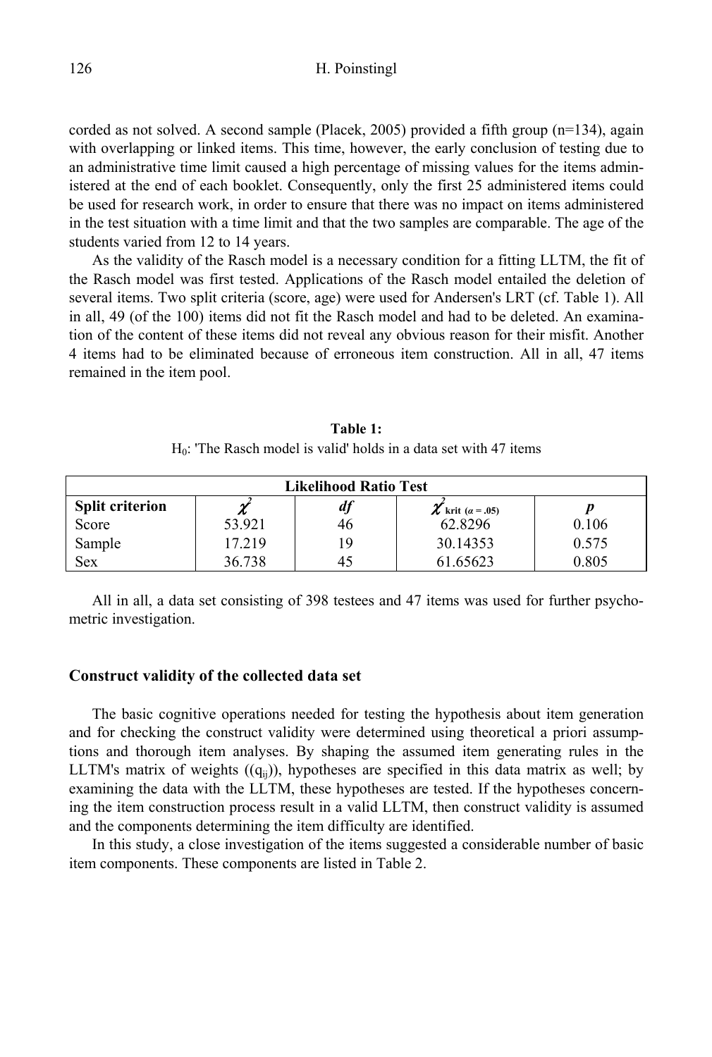corded as not solved. A second sample (Placek, 2005) provided a fifth group (n=134), again with overlapping or linked items. This time, however, the early conclusion of testing due to an administrative time limit caused a high percentage of missing values for the items administered at the end of each booklet. Consequently, only the first 25 administered items could be used for research work, in order to ensure that there was no impact on items administered in the test situation with a time limit and that the two samples are comparable. The age of the students varied from 12 to 14 years.

As the validity of the Rasch model is a necessary condition for a fitting LLTM, the fit of the Rasch model was first tested. Applications of the Rasch model entailed the deletion of several items. Two split criteria (score, age) were used for Andersen's LRT (cf. Table 1). All in all, 49 (of the 100) items did not fit the Rasch model and had to be deleted. An examination of the content of these items did not reveal any obvious reason for their misfit. Another 4 items had to be eliminated because of erroneous item construction. All in all, 47 items remained in the item pool.

**Table 1:**
$H_0$: 'The Rasch model is valid' holds in a data set with 47 items

| Likelihood Ratio Test | | | | |
|---|---|---|---|---|
| **Split criterion** | $\chi^2$ | *df* | $\chi^2_{\text{krit } (\alpha = .05)}$ | *p* |
| Score | 53.921 | 46 | 62.8296 | 0.106 |
| Sample | 17.219 | 19 | 30.14353 | 0.575 |
| Sex | 36.738 | 45 | 61.65623 | 0.805 |

All in all, a data set consisting of 398 testees and 47 items was used for further psychometric investigation.

### Construct validity of the collected data set

The basic cognitive operations needed for testing the hypothesis about item generation and for checking the construct validity were determined using theoretical a priori assumptions and thorough item analyses. By shaping the assumed item generating rules in the LLTM's matrix of weights $((q_{ij}))$, hypotheses are specified in this data matrix as well; by examining the data with the LLTM, these hypotheses are tested. If the hypotheses concerning the item construction process result in a valid LLTM, then construct validity is assumed and the components determining the item difficulty are identified.

In this study, a close investigation of the items suggested a considerable number of basic item components. These components are listed in Table 2.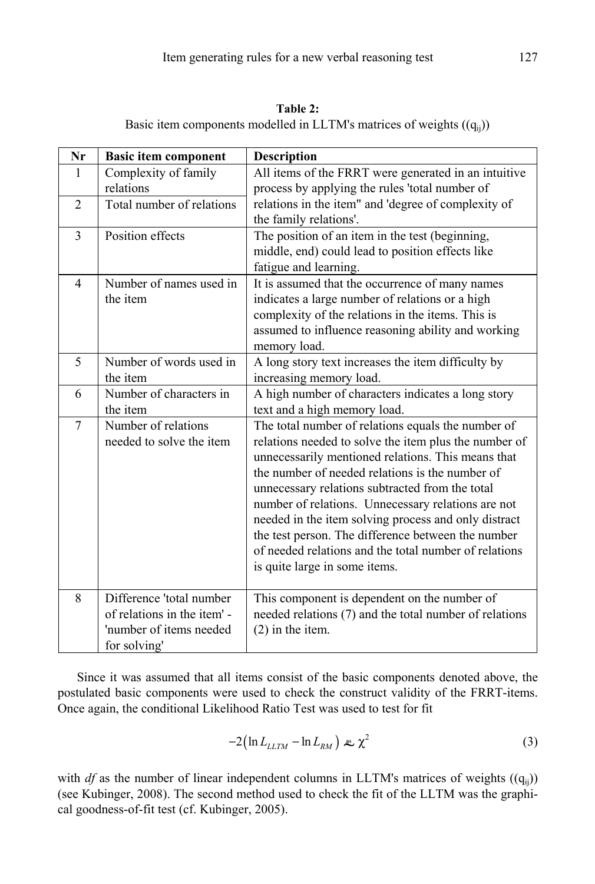**Table 2:**
Basic item components modelled in LLTM's matrices of weights (($q_{ij}$))

| Nr | Basic item component | Description |
|---|---|---|
| 1 | Complexity of family relations | All items of the FRRT were generated in an intuitive process by applying the rules 'total number of relations in the item" and 'degree of complexity of the family relations'. |
| 2 | Total number of relations | |
| 3 | Position effects | The position of an item in the test (beginning, middle, end) could lead to position effects like fatigue and learning. |
| 4 | Number of names used in the item | It is assumed that the occurrence of many names indicates a large number of relations or a high complexity of the relations in the items. This is assumed to influence reasoning ability and working memory load. |
| 5 | Number of words used in the item | A long story text increases the item difficulty by increasing memory load. |
| 6 | Number of characters in the item | A high number of characters indicates a long story text and a high memory load. |
| 7 | Number of relations needed to solve the item | The total number of relations equals the number of relations needed to solve the item plus the number of unnecessarily mentioned relations. This means that the number of needed relations is the number of unnecessary relations subtracted from the total number of relations. Unnecessary relations are not needed in the item solving process and only distract the test person. The difference between the number of needed relations and the total number of relations is quite large in some items. |
| 8 | Difference 'total number of relations in the item' - 'number of items needed for solving' | This component is dependent on the number of needed relations (7) and the total number of relations (2) in the item. |

Since it was assumed that all items consist of the basic components denoted above, the postulated basic components were used to check the construct validity of the FRRT-items. Once again, the conditional Likelihood Ratio Test was used to test for fit

$$-2\left(\ln L_{LLTM} - \ln L_{RM}\right) \overset{as}{\sim} \chi^2 \tag{3}$$

with *df* as the number of linear independent columns in LLTM's matrices of weights (($q_{ij}$)) (see Kubinger, 2008). The second method used to check the fit of the LLTM was the graphical goodness-of-fit test (cf. Kubinger, 2005).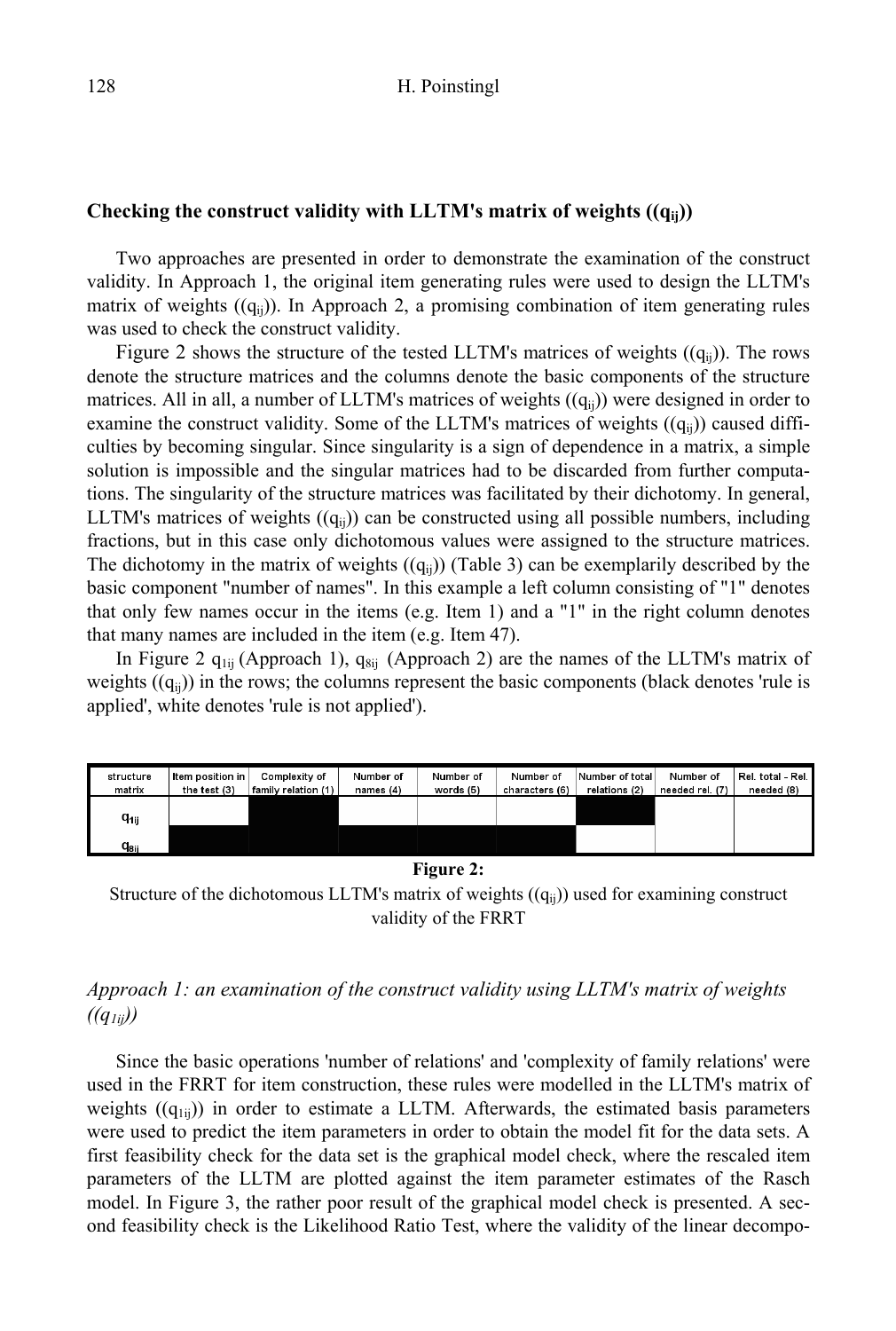### Checking the construct validity with LLTM's matrix of weights $((q_{ij}))$

Two approaches are presented in order to demonstrate the examination of the construct validity. In Approach 1, the original item generating rules were used to design the LLTM's matrix of weights $((q_{ij}))$. In Approach 2, a promising combination of item generating rules was used to check the construct validity.

Figure 2 shows the structure of the tested LLTM's matrices of weights $((q_{ij}))$. The rows denote the structure matrices and the columns denote the basic components of the structure matrices. All in all, a number of LLTM's matrices of weights $((q_{ij}))$ were designed in order to examine the construct validity. Some of the LLTM's matrices of weights $((q_{ij}))$ caused difficulties by becoming singular. Since singularity is a sign of dependence in a matrix, a simple solution is impossible and the singular matrices had to be discarded from further computations. The singularity of the structure matrices was facilitated by their dichotomy. In general, LLTM's matrices of weights $((q_{ij}))$ can be constructed using all possible numbers, including fractions, but in this case only dichotomous values were assigned to the structure matrices. The dichotomy in the matrix of weights $((q_{ij}))$ (Table 3) can be exemplarily described by the basic component "number of names". In this example a left column consisting of "1" denotes that only few names occur in the items (e.g. Item 1) and a "1" in the right column denotes that many names are included in the item (e.g. Item 47).

In Figure 2 $q_{1ij}$ (Approach 1), $q_{8ij}$ (Approach 2) are the names of the LLTM's matrix of weights $((q_{ij}))$ in the rows; the columns represent the basic components (black denotes 'rule is applied', white denotes 'rule is not applied').

| structure matrix | Item position in the test (3) | Complexity of family relation (1) | Number of names (4) | Number of words (5) | Number of characters (6) | Number of total relations (2) | Number of needed rel. (7) | Rel. total - Rel. needed (8) |
|---|---|---|---|---|---|---|---|---|
| $q_{1ij}$ | | ■ | | | | ■ | | |
| $q_{8ij}$ | ■ | ■ | ■ | ■ | ■ | | | |

**Figure 2:**
Structure of the dichotomous LLTM's matrix of weights $((q_{ij}))$ used for examining construct validity of the FRRT

### *Approach 1: an examination of the construct validity using LLTM's matrix of weights $((q_{1ij}))$*

Since the basic operations 'number of relations' and 'complexity of family relations' were used in the FRRT for item construction, these rules were modelled in the LLTM's matrix of weights $((q_{1ij}))$ in order to estimate a LLTM. Afterwards, the estimated basis parameters were used to predict the item parameters in order to obtain the model fit for the data sets. A first feasibility check for the data set is the graphical model check, where the rescaled item parameters of the LLTM are plotted against the item parameter estimates of the Rasch model. In Figure 3, the rather poor result of the graphical model check is presented. A second feasibility check is the Likelihood Ratio Test, where the validity of the linear decompo-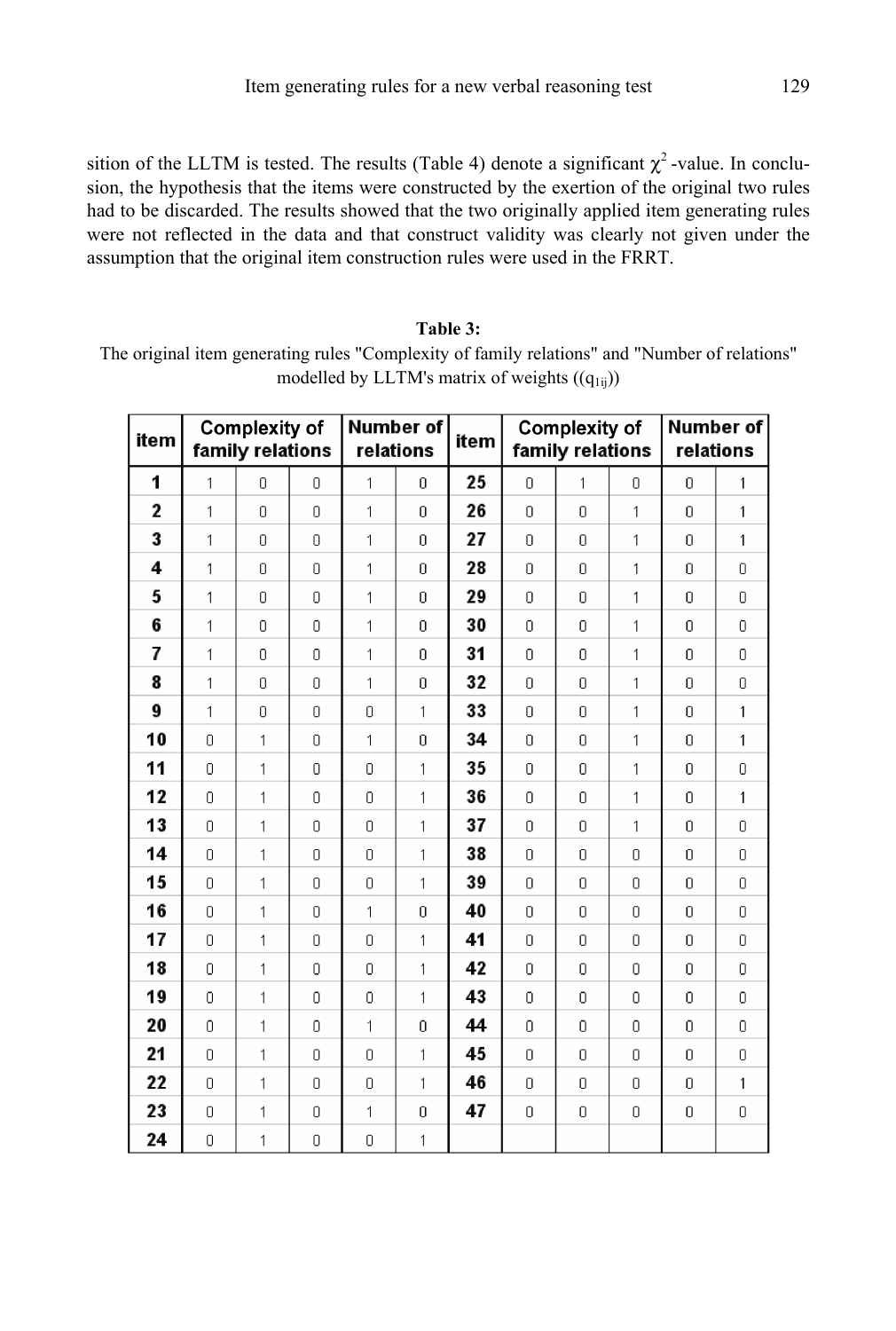sition of the LLTM is tested. The results (Table 4) denote a significant $\chi^2$ -value. In conclusion, the hypothesis that the items were constructed by the exertion of the original two rules had to be discarded. The results showed that the two originally applied item generating rules were not reflected in the data and that construct validity was clearly not given under the assumption that the original item construction rules were used in the FRRT.

**Table 3:**
The original item generating rules "Complexity of family relations" and "Number of relations" modelled by LLTM's matrix of weights (($q_{1ij}$))

| item | Complexity of family relations | | | Number of relations | | item | Complexity of family relations | | | Number of relations | |
|---|---|---|---|---|---|---|---|---|---|---|---|
| **1** | 1 | 0 | 0 | 1 | 0 | **25** | 0 | 1 | 0 | 0 | 1 |
| **2** | 1 | 0 | 0 | 1 | 0 | **26** | 0 | 0 | 1 | 0 | 1 |
| **3** | 1 | 0 | 0 | 1 | 0 | **27** | 0 | 0 | 1 | 0 | 1 |
| **4** | 1 | 0 | 0 | 1 | 0 | **28** | 0 | 0 | 1 | 0 | 0 |
| **5** | 1 | 0 | 0 | 1 | 0 | **29** | 0 | 0 | 1 | 0 | 0 |
| **6** | 1 | 0 | 0 | 1 | 0 | **30** | 0 | 0 | 1 | 0 | 0 |
| **7** | 1 | 0 | 0 | 1 | 0 | **31** | 0 | 0 | 1 | 0 | 0 |
| **8** | 1 | 0 | 0 | 1 | 0 | **32** | 0 | 0 | 1 | 0 | 0 |
| **9** | 1 | 0 | 0 | 0 | 1 | **33** | 0 | 0 | 1 | 0 | 1 |
| **10** | 0 | 1 | 0 | 1 | 0 | **34** | 0 | 0 | 1 | 0 | 1 |
| **11** | 0 | 1 | 0 | 0 | 1 | **35** | 0 | 0 | 1 | 0 | 0 |
| **12** | 0 | 1 | 0 | 0 | 1 | **36** | 0 | 0 | 1 | 0 | 1 |
| **13** | 0 | 1 | 0 | 0 | 1 | **37** | 0 | 0 | 1 | 0 | 0 |
| **14** | 0 | 1 | 0 | 0 | 1 | **38** | 0 | 0 | 0 | 0 | 0 |
| **15** | 0 | 1 | 0 | 0 | 1 | **39** | 0 | 0 | 0 | 0 | 0 |
| **16** | 0 | 1 | 0 | 1 | 0 | **40** | 0 | 0 | 0 | 0 | 0 |
| **17** | 0 | 1 | 0 | 0 | 1 | **41** | 0 | 0 | 0 | 0 | 0 |
| **18** | 0 | 1 | 0 | 0 | 1 | **42** | 0 | 0 | 0 | 0 | 0 |
| **19** | 0 | 1 | 0 | 0 | 1 | **43** | 0 | 0 | 0 | 0 | 0 |
| **20** | 0 | 1 | 0 | 1 | 0 | **44** | 0 | 0 | 0 | 0 | 0 |
| **21** | 0 | 1 | 0 | 0 | 1 | **45** | 0 | 0 | 0 | 0 | 0 |
| **22** | 0 | 1 | 0 | 0 | 1 | **46** | 0 | 0 | 0 | 0 | 1 |
| **23** | 0 | 1 | 0 | 1 | 0 | **47** | 0 | 0 | 0 | 0 | 0 |
| **24** | 0 | 1 | 0 | 0 | 1 | | | | | | |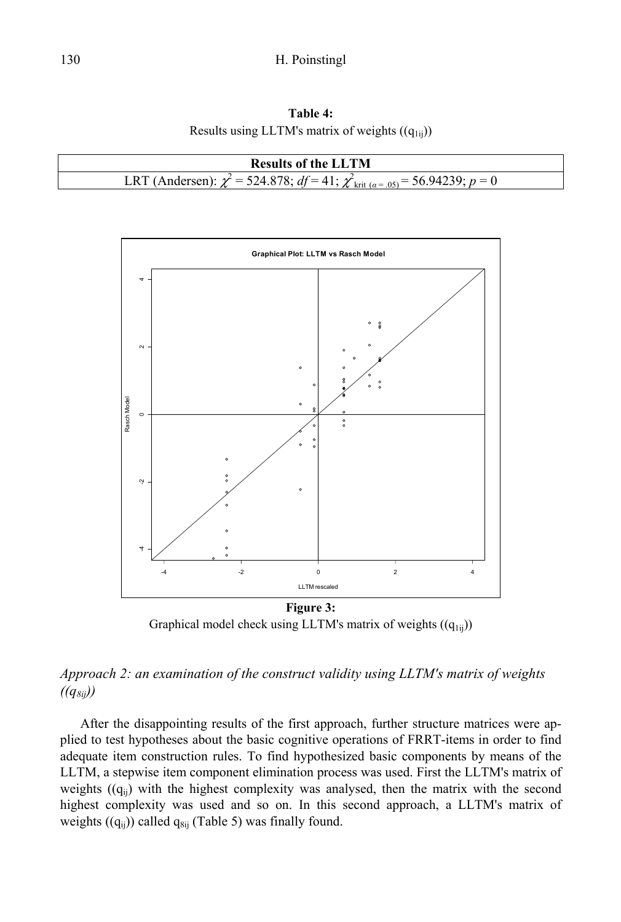**Table 4:**
Results using LLTM's matrix of weights $((q_{1ij}))$

| Results of the LLTM |
| --- |
| LRT (Andersen): $\chi^2 = 524.878$; $df = 41$; $\chi^2_{\text{krit }(\alpha = .05)} = 56.94239$; $p = 0$ |

**Figure 3:**
Graphical model check using LLTM's matrix of weights $((q_{1ij}))$

### *Approach 2: an examination of the construct validity using LLTM's matrix of weights $((q_{8ij}))$*

After the disappointing results of the first approach, further structure matrices were applied to test hypotheses about the basic cognitive operations of FRRT-items in order to find adequate item construction rules. To find hypothesized basic components by means of the LLTM, a stepwise item component elimination process was used. First the LLTM's matrix of weights $((q_{ij})$ with the highest complexity was analysed, then the matrix with the second highest complexity was used and so on. In this second approach, a LLTM's matrix of weights $((q_{ij}))$ called $q_{8ij}$ (Table 5) was finally found.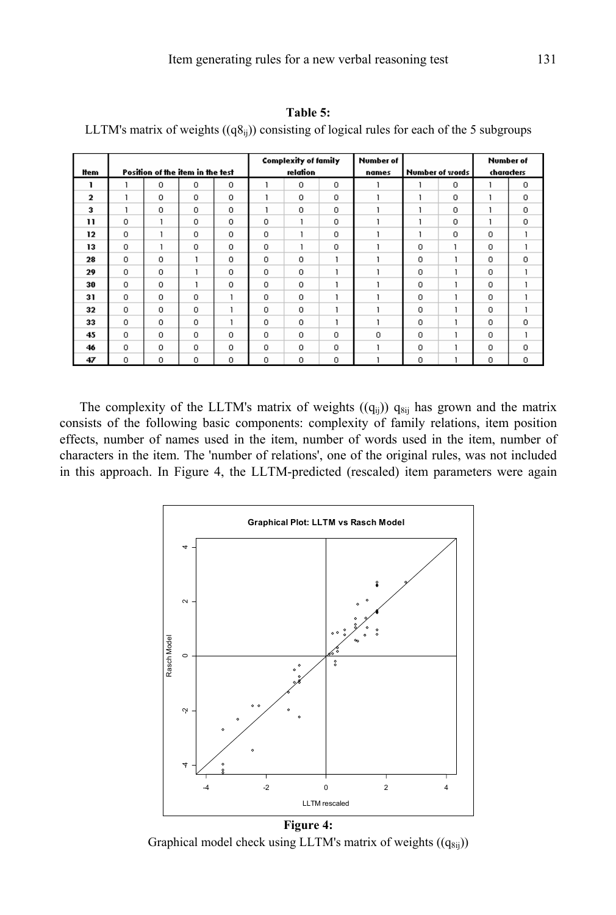**Table 5:**
LLTM's matrix of weights ($(q8_{ij})$) consisting of logical rules for each of the 5 subgroups

| Item | Position of the item in the test | | | | Complexity of family relation | | | Number of names | Number of words | | Number of characters | |
|---|---|---|---|---|---|---|---|---|---|---|---|---|
| **1** | 1 | 0 | 0 | 0 | 1 | 0 | 0 | 1 | 1 | 0 | 1 | 0 |
| **2** | 1 | 0 | 0 | 0 | 1 | 0 | 0 | 1 | 1 | 0 | 1 | 0 |
| **3** | 1 | 0 | 0 | 0 | 1 | 0 | 0 | 1 | 1 | 0 | 1 | 0 |
| **11** | 0 | 1 | 0 | 0 | 0 | 1 | 0 | 1 | 1 | 0 | 1 | 0 |
| **12** | 0 | 1 | 0 | 0 | 0 | 1 | 0 | 1 | 1 | 0 | 0 | 1 |
| **13** | 0 | 1 | 0 | 0 | 0 | 1 | 0 | 1 | 0 | 1 | 0 | 1 |
| **28** | 0 | 0 | 1 | 0 | 0 | 0 | 1 | 1 | 0 | 1 | 0 | 0 |
| **29** | 0 | 0 | 1 | 0 | 0 | 0 | 1 | 1 | 0 | 1 | 0 | 1 |
| **30** | 0 | 0 | 1 | 0 | 0 | 0 | 1 | 1 | 0 | 1 | 0 | 1 |
| **31** | 0 | 0 | 0 | 1 | 0 | 0 | 1 | 1 | 0 | 1 | 0 | 1 |
| **32** | 0 | 0 | 0 | 1 | 0 | 0 | 1 | 1 | 0 | 1 | 0 | 1 |
| **33** | 0 | 0 | 0 | 1 | 0 | 0 | 1 | 1 | 0 | 1 | 0 | 0 |
| **45** | 0 | 0 | 0 | 0 | 0 | 0 | 0 | 0 | 0 | 1 | 0 | 1 |
| **46** | 0 | 0 | 0 | 0 | 0 | 0 | 0 | 1 | 0 | 1 | 0 | 0 |
| **47** | 0 | 0 | 0 | 0 | 0 | 0 | 0 | 1 | 0 | 1 | 0 | 0 |

The complexity of the LLTM's matrix of weights ($(q_{ij})$) $q_{8ij}$ has grown and the matrix consists of the following basic components: complexity of family relations, item position effects, number of names used in the item, number of words used in the item, number of characters in the item. The 'number of relations', one of the original rules, was not included in this approach. In Figure 4, the LLTM-predicted (rescaled) item parameters were again

**Figure 4:**
Graphical model check using LLTM's matrix of weights ($(q_{8ij})$)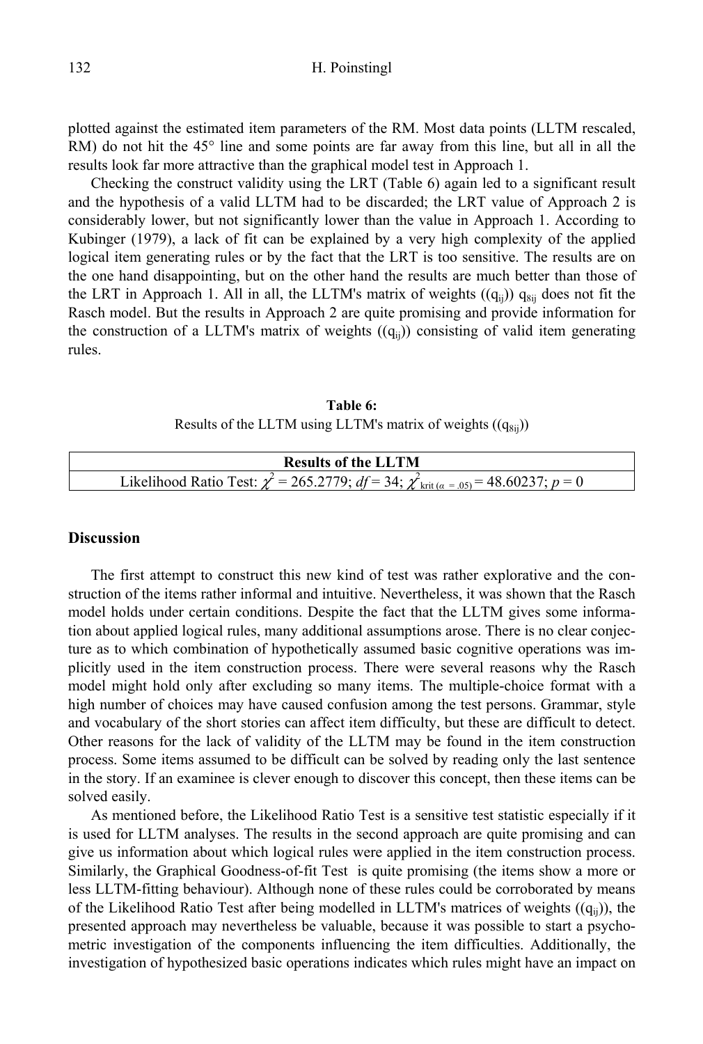plotted against the estimated item parameters of the RM. Most data points (LLTM rescaled, RM) do not hit the 45° line and some points are far away from this line, but all in all the results look far more attractive than the graphical model test in Approach 1.

Checking the construct validity using the LRT (Table 6) again led to a significant result and the hypothesis of a valid LLTM had to be discarded; the LRT value of Approach 2 is considerably lower, but not significantly lower than the value in Approach 1. According to Kubinger (1979), a lack of fit can be explained by a very high complexity of the applied logical item generating rules or by the fact that the LRT is too sensitive. The results are on the one hand disappointing, but on the other hand the results are much better than those of the LRT in Approach 1. All in all, the LLTM's matrix of weights $((q_{ij}))$ $q_{8ij}$ does not fit the Rasch model. But the results in Approach 2 are quite promising and provide information for the construction of a LLTM's matrix of weights $((q_{ij}))$ consisting of valid item generating rules.

**Table 6:**
Results of the LLTM using LLTM's matrix of weights $((q_{8ij}))$

| Results of the LLTM |
|---|
| Likelihood Ratio Test: $\chi^2 = 265.2779$; $df = 34$; $\chi^2_{\text{krit}\,(\alpha\,=\,.05)} = 48.60237$; $p = 0$ |

## Discussion

The first attempt to construct this new kind of test was rather explorative and the construction of the items rather informal and intuitive. Nevertheless, it was shown that the Rasch model holds under certain conditions. Despite the fact that the LLTM gives some information about applied logical rules, many additional assumptions arose. There is no clear conjecture as to which combination of hypothetically assumed basic cognitive operations was implicitly used in the item construction process. There were several reasons why the Rasch model might hold only after excluding so many items. The multiple-choice format with a high number of choices may have caused confusion among the test persons. Grammar, style and vocabulary of the short stories can affect item difficulty, but these are difficult to detect. Other reasons for the lack of validity of the LLTM may be found in the item construction process. Some items assumed to be difficult can be solved by reading only the last sentence in the story. If an examinee is clever enough to discover this concept, then these items can be solved easily.

As mentioned before, the Likelihood Ratio Test is a sensitive test statistic especially if it is used for LLTM analyses. The results in the second approach are quite promising and can give us information about which logical rules were applied in the item construction process. Similarly, the Graphical Goodness-of-fit Test is quite promising (the items show a more or less LLTM-fitting behaviour). Although none of these rules could be corroborated by means of the Likelihood Ratio Test after being modelled in LLTM's matrices of weights $((q_{ij}))$, the presented approach may nevertheless be valuable, because it was possible to start a psychometric investigation of the components influencing the item difficulties. Additionally, the investigation of hypothesized basic operations indicates which rules might have an impact on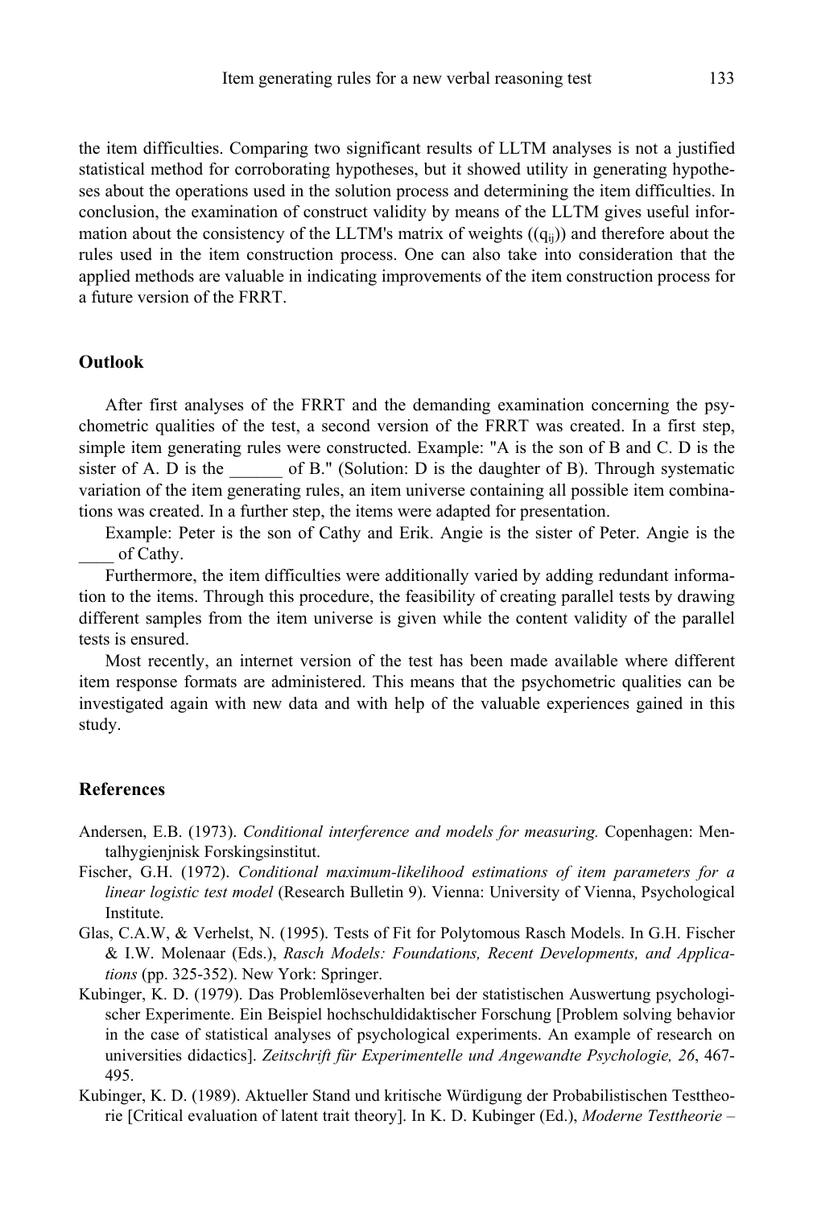the item difficulties. Comparing two significant results of LLTM analyses is not a justified statistical method for corroborating hypotheses, but it showed utility in generating hypotheses about the operations used in the solution process and determining the item difficulties. In conclusion, the examination of construct validity by means of the LLTM gives useful information about the consistency of the LLTM's matrix of weights ($(q_{ij})$) and therefore about the rules used in the item construction process. One can also take into consideration that the applied methods are valuable in indicating improvements of the item construction process for a future version of the FRRT.

## Outlook

After first analyses of the FRRT and the demanding examination concerning the psychometric qualities of the test, a second version of the FRRT was created. In a first step, simple item generating rules were constructed. Example: "A is the son of B and C. D is the sister of A. D is the ______ of B." (Solution: D is the daughter of B). Through systematic variation of the item generating rules, an item universe containing all possible item combinations was created. In a further step, the items were adapted for presentation.

Example: Peter is the son of Cathy and Erik. Angie is the sister of Peter. Angie is the ____ of Cathy.

Furthermore, the item difficulties were additionally varied by adding redundant information to the items. Through this procedure, the feasibility of creating parallel tests by drawing different samples from the item universe is given while the content validity of the parallel tests is ensured.

Most recently, an internet version of the test has been made available where different item response formats are administered. This means that the psychometric qualities can be investigated again with new data and with help of the valuable experiences gained in this study.

## References

Andersen, E.B. (1973). *Conditional interference and models for measuring.* Copenhagen: Mentalhygienjnisk Forskingsinstitut.

Fischer, G.H. (1972). *Conditional maximum-likelihood estimations of item parameters for a linear logistic test model* (Research Bulletin 9). Vienna: University of Vienna, Psychological Institute.

Glas, C.A.W, & Verhelst, N. (1995). Tests of Fit for Polytomous Rasch Models. In G.H. Fischer & I.W. Molenaar (Eds.), *Rasch Models: Foundations, Recent Developments, and Applications* (pp. 325-352). New York: Springer.

Kubinger, K. D. (1979). Das Problemlöseverhalten bei der statistischen Auswertung psychologischer Experimente. Ein Beispiel hochschuldidaktischer Forschung [Problem solving behavior in the case of statistical analyses of psychological experiments. An example of research on universities didactics]. *Zeitschrift für Experimentelle und Angewandte Psychologie, 26*, 467-495.

Kubinger, K. D. (1989). Aktueller Stand und kritische Würdigung der Probabilistischen Testtheorie [Critical evaluation of latent trait theory]. In K. D. Kubinger (Ed.), *Moderne Testtheorie –*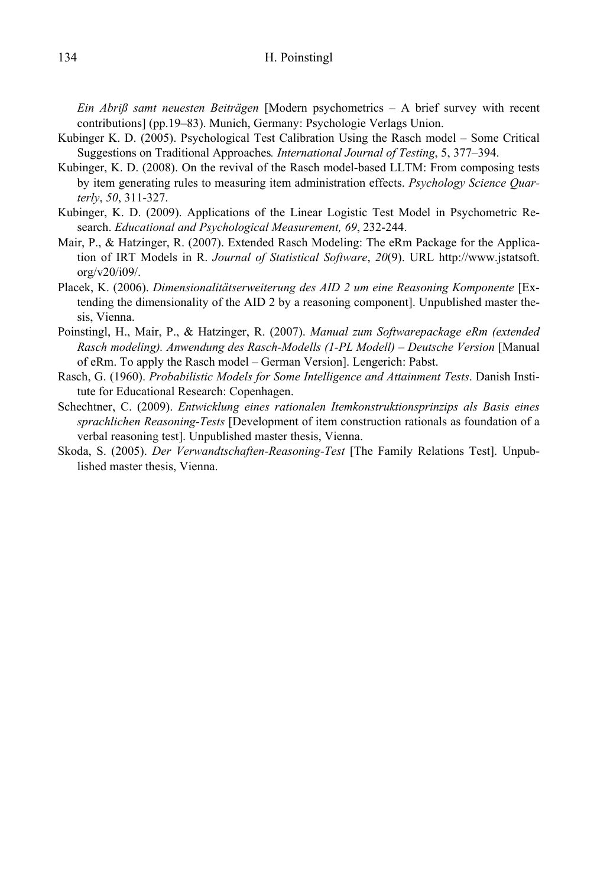*Ein Abriß samt neuesten Beiträgen* [Modern psychometrics – A brief survey with recent contributions] (pp.19–83). Munich, Germany: Psychologie Verlags Union.

Kubinger K. D. (2005). Psychological Test Calibration Using the Rasch model – Some Critical Suggestions on Traditional Approaches*. International Journal of Testing*, 5, 377–394.

Kubinger, K. D. (2008). On the revival of the Rasch model-based LLTM: From composing tests by item generating rules to measuring item administration effects. *Psychology Science Quarterly*, *50*, 311-327.

Kubinger, K. D. (2009). Applications of the Linear Logistic Test Model in Psychometric Research. *Educational and Psychological Measurement, 69*, 232-244.

Mair, P., & Hatzinger, R. (2007). Extended Rasch Modeling: The eRm Package for the Application of IRT Models in R. *Journal of Statistical Software*, *20*(9). URL http://www.jstatsoft.org/v20/i09/.

Placek, K. (2006). *Dimensionalitätserweiterung des AID 2 um eine Reasoning Komponente* [Extending the dimensionality of the AID 2 by a reasoning component]. Unpublished master thesis, Vienna.

Poinstingl, H., Mair, P., & Hatzinger, R. (2007). *Manual zum Softwarepackage eRm (extended Rasch modeling). Anwendung des Rasch-Modells (1-PL Modell) – Deutsche Version* [Manual of eRm. To apply the Rasch model – German Version]. Lengerich: Pabst.

Rasch, G. (1960). *Probabilistic Models for Some Intelligence and Attainment Tests*. Danish Institute for Educational Research: Copenhagen.

Schechtner, C. (2009). *Entwicklung eines rationalen Itemkonstruktionsprinzips als Basis eines sprachlichen Reasoning-Tests* [Development of item construction rationals as foundation of a verbal reasoning test]. Unpublished master thesis, Vienna.

Skoda, S. (2005). *Der Verwandtschaften-Reasoning-Test* [The Family Relations Test]. Unpublished master thesis, Vienna.